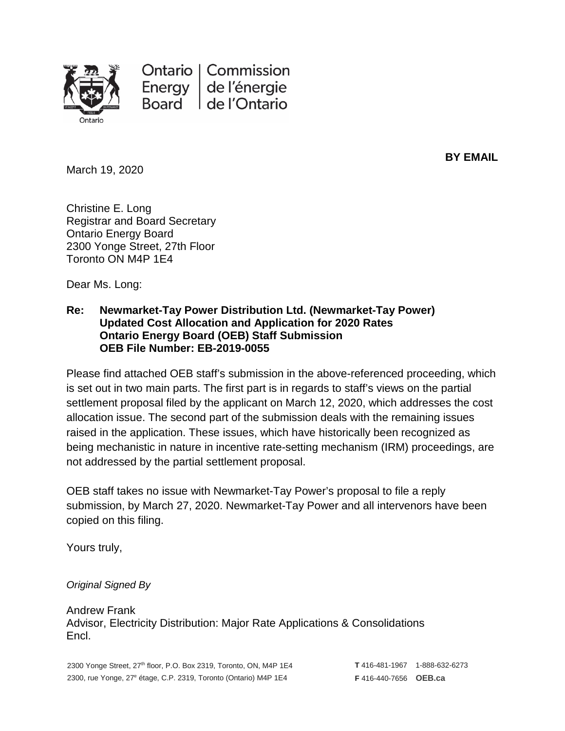Ontario Energy Board | Commission de l'énergie de l'Ontario

**BY EMAIL**

March 19, 2020

Christine E. Long
Registrar and Board Secretary
Ontario Energy Board
2300 Yonge Street, 27th Floor
Toronto ON M4P 1E4

Dear Ms. Long:

**Re: Newmarket-Tay Power Distribution Ltd. (Newmarket-Tay Power)
Updated Cost Allocation and Application for 2020 Rates
Ontario Energy Board (OEB) Staff Submission
OEB File Number: EB-2019-0055**

Please find attached OEB staff's submission in the above-referenced proceeding, which is set out in two main parts. The first part is in regards to staff's views on the partial settlement proposal filed by the applicant on March 12, 2020, which addresses the cost allocation issue. The second part of the submission deals with the remaining issues raised in the application. These issues, which have historically been recognized as being mechanistic in nature in incentive rate-setting mechanism (IRM) proceedings, are not addressed by the partial settlement proposal.

OEB staff takes no issue with Newmarket-Tay Power's proposal to file a reply submission, by March 27, 2020. Newmarket-Tay Power and all intervenors have been copied on this filing.

Yours truly,

*Original Signed By*

Andrew Frank
Advisor, Electricity Distribution: Major Rate Applications & Consolidations
Encl.

2300 Yonge Street, 27th floor, P.O. Box 2319, Toronto, ON, M4P 1E4
2300, rue Yonge, 27e étage, C.P. 2319, Toronto (Ontario) M4P 1E4

**T** 416-481-1967 1-888-632-6273
**F** 416-440-7656 **OEB.ca**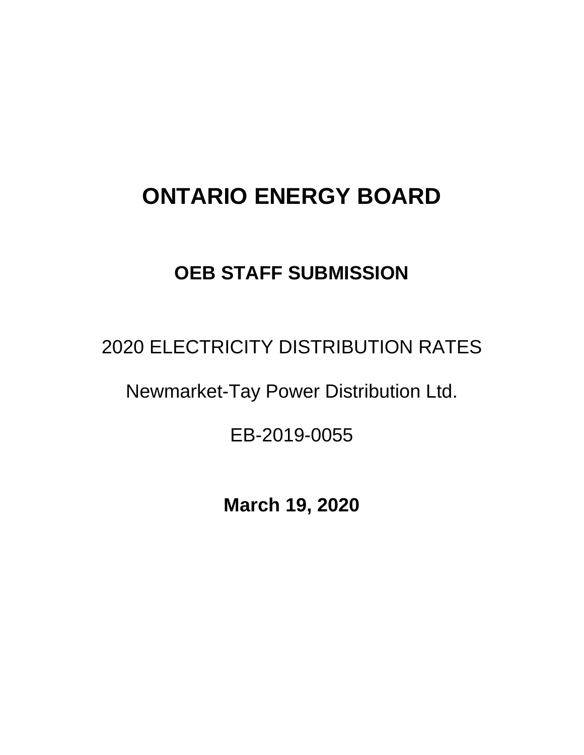# ONTARIO ENERGY BOARD

## OEB STAFF SUBMISSION

2020 ELECTRICITY DISTRIBUTION RATES

Newmarket-Tay Power Distribution Ltd.

EB-2019-0055

**March 19, 2020**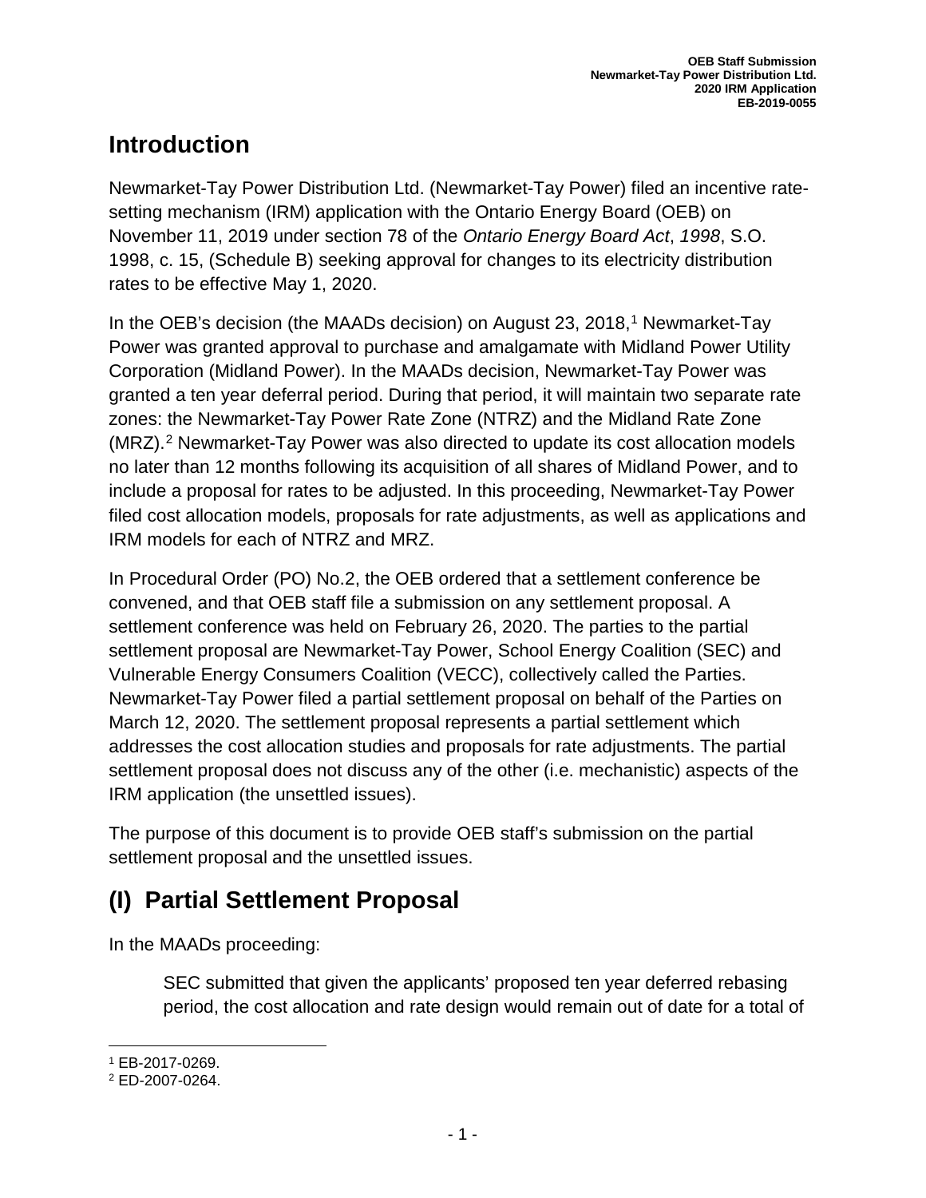# Introduction

Newmarket-Tay Power Distribution Ltd. (Newmarket-Tay Power) filed an incentive rate-setting mechanism (IRM) application with the Ontario Energy Board (OEB) on November 11, 2019 under section 78 of the *Ontario Energy Board Act*, *1998*, S.O. 1998, c. 15, (Schedule B) seeking approval for changes to its electricity distribution rates to be effective May 1, 2020.

In the OEB's decision (the MAADs decision) on August 23, 2018,[1] Newmarket-Tay Power was granted approval to purchase and amalgamate with Midland Power Utility Corporation (Midland Power). In the MAADs decision, Newmarket-Tay Power was granted a ten year deferral period. During that period, it will maintain two separate rate zones: the Newmarket-Tay Power Rate Zone (NTRZ) and the Midland Rate Zone (MRZ).[2] Newmarket-Tay Power was also directed to update its cost allocation models no later than 12 months following its acquisition of all shares of Midland Power, and to include a proposal for rates to be adjusted. In this proceeding, Newmarket-Tay Power filed cost allocation models, proposals for rate adjustments, as well as applications and IRM models for each of NTRZ and MRZ.

In Procedural Order (PO) No.2, the OEB ordered that a settlement conference be convened, and that OEB staff file a submission on any settlement proposal. A settlement conference was held on February 26, 2020. The parties to the partial settlement proposal are Newmarket-Tay Power, School Energy Coalition (SEC) and Vulnerable Energy Consumers Coalition (VECC), collectively called the Parties. Newmarket-Tay Power filed a partial settlement proposal on behalf of the Parties on March 12, 2020. The settlement proposal represents a partial settlement which addresses the cost allocation studies and proposals for rate adjustments. The partial settlement proposal does not discuss any of the other (i.e. mechanistic) aspects of the IRM application (the unsettled issues).

The purpose of this document is to provide OEB staff's submission on the partial settlement proposal and the unsettled issues.

# (I) Partial Settlement Proposal

In the MAADs proceeding:

> SEC submitted that given the applicants' proposed ten year deferred rebasing period, the cost allocation and rate design would remain out of date for a total of

[1] EB-2017-0269.

[2] ED-2007-0264.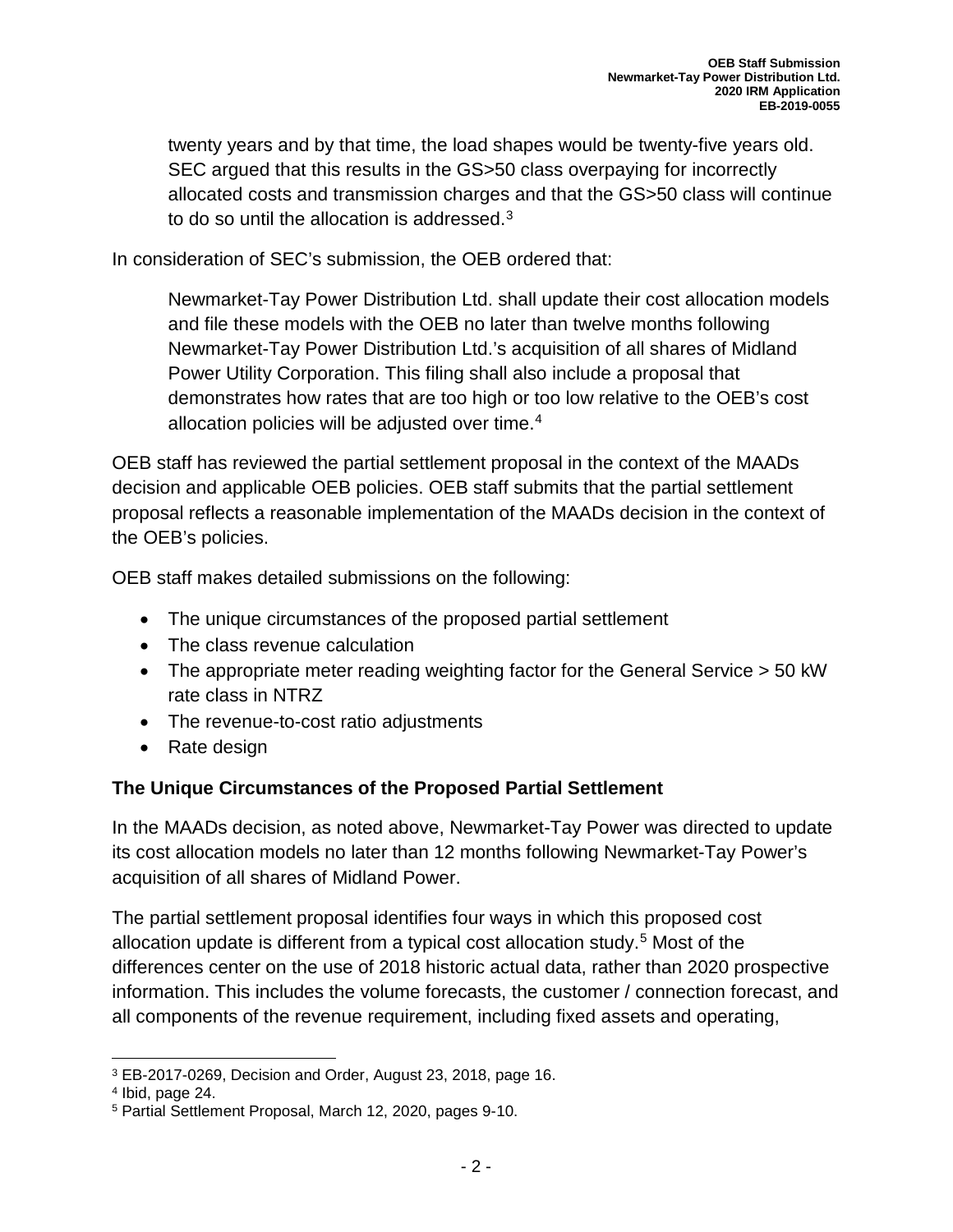> twenty years and by that time, the load shapes would be twenty-five years old. SEC argued that this results in the GS>50 class overpaying for incorrectly allocated costs and transmission charges and that the GS>50 class will continue to do so until the allocation is addressed.[3]

In consideration of SEC's submission, the OEB ordered that:

> Newmarket-Tay Power Distribution Ltd. shall update their cost allocation models and file these models with the OEB no later than twelve months following Newmarket-Tay Power Distribution Ltd.'s acquisition of all shares of Midland Power Utility Corporation. This filing shall also include a proposal that demonstrates how rates that are too high or too low relative to the OEB's cost allocation policies will be adjusted over time.[4]

OEB staff has reviewed the partial settlement proposal in the context of the MAADs decision and applicable OEB policies. OEB staff submits that the partial settlement proposal reflects a reasonable implementation of the MAADs decision in the context of the OEB's policies.

OEB staff makes detailed submissions on the following:

- The unique circumstances of the proposed partial settlement
- The class revenue calculation
- The appropriate meter reading weighting factor for the General Service > 50 kW rate class in NTRZ
- The revenue-to-cost ratio adjustments
- Rate design

**The Unique Circumstances of the Proposed Partial Settlement**

In the MAADs decision, as noted above, Newmarket-Tay Power was directed to update its cost allocation models no later than 12 months following Newmarket-Tay Power's acquisition of all shares of Midland Power.

The partial settlement proposal identifies four ways in which this proposed cost allocation update is different from a typical cost allocation study.[5] Most of the differences center on the use of 2018 historic actual data, rather than 2020 prospective information. This includes the volume forecasts, the customer / connection forecast, and all components of the revenue requirement, including fixed assets and operating,

---

[3] EB-2017-0269, Decision and Order, August 23, 2018, page 16.

[4] Ibid, page 24.

[5] Partial Settlement Proposal, March 12, 2020, pages 9-10.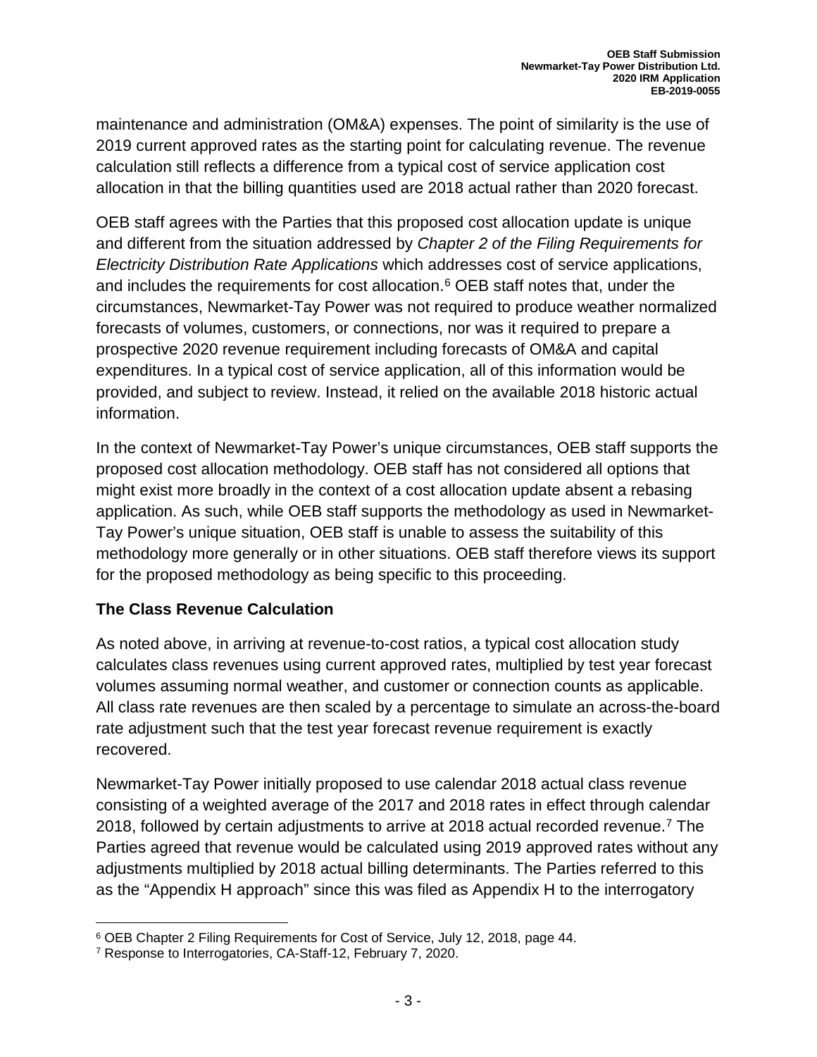maintenance and administration (OM&A) expenses. The point of similarity is the use of 2019 current approved rates as the starting point for calculating revenue. The revenue calculation still reflects a difference from a typical cost of service application cost allocation in that the billing quantities used are 2018 actual rather than 2020 forecast.

OEB staff agrees with the Parties that this proposed cost allocation update is unique and different from the situation addressed by *Chapter 2 of the Filing Requirements for Electricity Distribution Rate Applications* which addresses cost of service applications, and includes the requirements for cost allocation.[6] OEB staff notes that, under the circumstances, Newmarket-Tay Power was not required to produce weather normalized forecasts of volumes, customers, or connections, nor was it required to prepare a prospective 2020 revenue requirement including forecasts of OM&A and capital expenditures. In a typical cost of service application, all of this information would be provided, and subject to review. Instead, it relied on the available 2018 historic actual information.

In the context of Newmarket-Tay Power's unique circumstances, OEB staff supports the proposed cost allocation methodology. OEB staff has not considered all options that might exist more broadly in the context of a cost allocation update absent a rebasing application. As such, while OEB staff supports the methodology as used in Newmarket-Tay Power's unique situation, OEB staff is unable to assess the suitability of this methodology more generally or in other situations. OEB staff therefore views its support for the proposed methodology as being specific to this proceeding.

## The Class Revenue Calculation

As noted above, in arriving at revenue-to-cost ratios, a typical cost allocation study calculates class revenues using current approved rates, multiplied by test year forecast volumes assuming normal weather, and customer or connection counts as applicable. All class rate revenues are then scaled by a percentage to simulate an across-the-board rate adjustment such that the test year forecast revenue requirement is exactly recovered.

Newmarket-Tay Power initially proposed to use calendar 2018 actual class revenue consisting of a weighted average of the 2017 and 2018 rates in effect through calendar 2018, followed by certain adjustments to arrive at 2018 actual recorded revenue.[7] The Parties agreed that revenue would be calculated using 2019 approved rates without any adjustments multiplied by 2018 actual billing determinants. The Parties referred to this as the "Appendix H approach" since this was filed as Appendix H to the interrogatory

---

[6] OEB Chapter 2 Filing Requirements for Cost of Service, July 12, 2018, page 44.

[7] Response to Interrogatories, CA-Staff-12, February 7, 2020.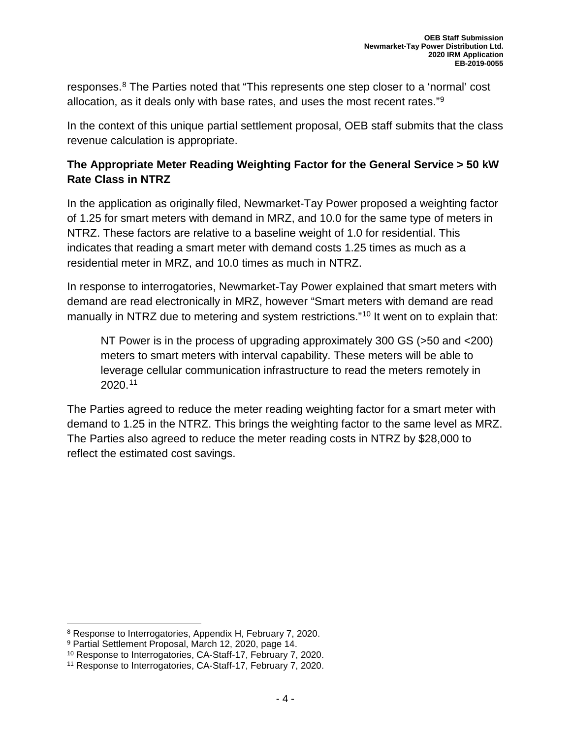responses.[8] The Parties noted that "This represents one step closer to a 'normal' cost allocation, as it deals only with base rates, and uses the most recent rates."[9]

In the context of this unique partial settlement proposal, OEB staff submits that the class revenue calculation is appropriate.

**The Appropriate Meter Reading Weighting Factor for the General Service > 50 kW Rate Class in NTRZ**

In the application as originally filed, Newmarket-Tay Power proposed a weighting factor of 1.25 for smart meters with demand in MRZ, and 10.0 for the same type of meters in NTRZ. These factors are relative to a baseline weight of 1.0 for residential. This indicates that reading a smart meter with demand costs 1.25 times as much as a residential meter in MRZ, and 10.0 times as much in NTRZ.

In response to interrogatories, Newmarket-Tay Power explained that smart meters with demand are read electronically in MRZ, however "Smart meters with demand are read manually in NTRZ due to metering and system restrictions."[10] It went on to explain that:

> NT Power is in the process of upgrading approximately 300 GS (>50 and <200) meters to smart meters with interval capability. These meters will be able to leverage cellular communication infrastructure to read the meters remotely in 2020.[11]

The Parties agreed to reduce the meter reading weighting factor for a smart meter with demand to 1.25 in the NTRZ. This brings the weighting factor to the same level as MRZ. The Parties also agreed to reduce the meter reading costs in NTRZ by $28,000 to reflect the estimated cost savings.

---

[8] Response to Interrogatories, Appendix H, February 7, 2020.

[9] Partial Settlement Proposal, March 12, 2020, page 14.

[10] Response to Interrogatories, CA-Staff-17, February 7, 2020.

[11] Response to Interrogatories, CA-Staff-17, February 7, 2020.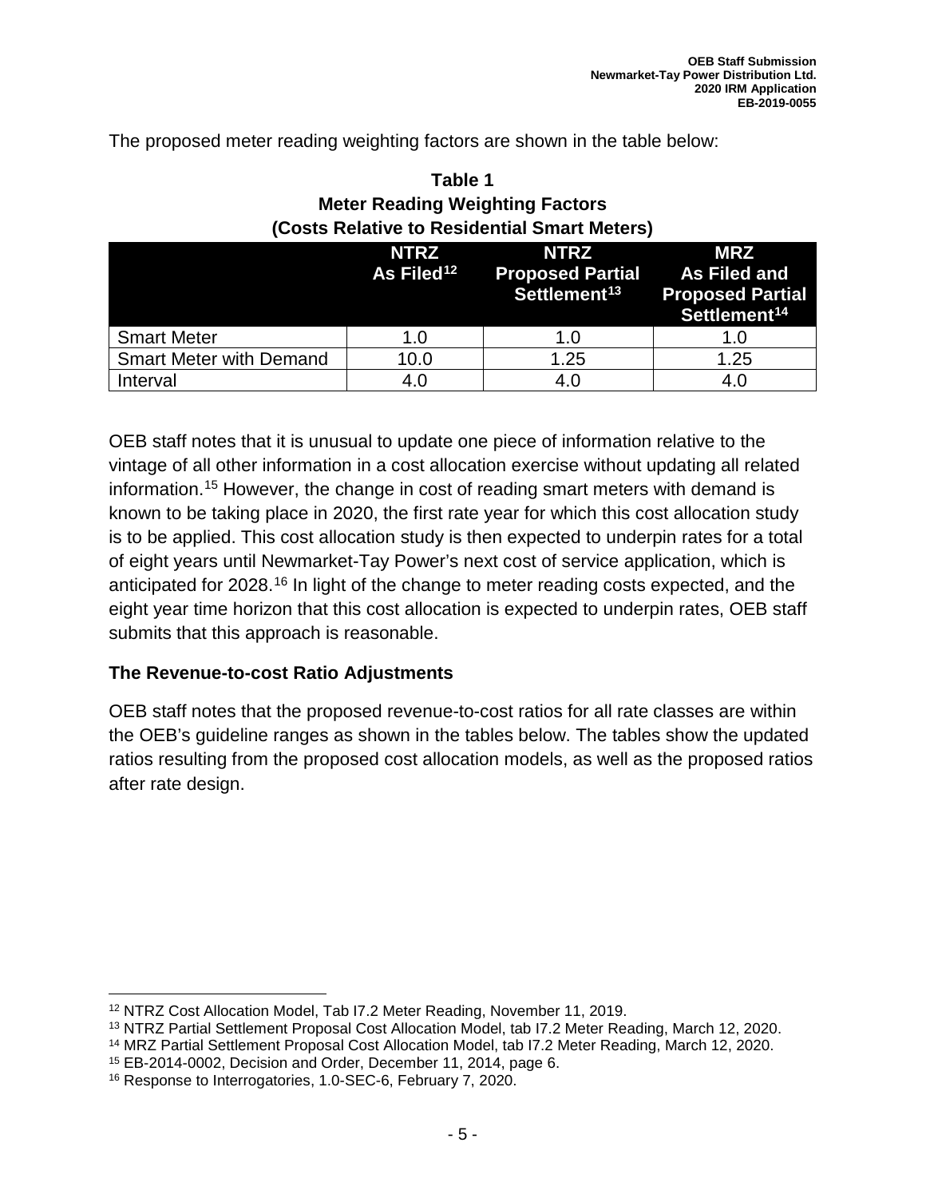The proposed meter reading weighting factors are shown in the table below:

**Table 1**
**Meter Reading Weighting Factors**
**(Costs Relative to Residential Smart Meters)**

| | NTRZ As Filed[12] | NTRZ Proposed Partial Settlement[13] | MRZ As Filed and Proposed Partial Settlement[14] |
|---|---|---|---|
| Smart Meter | 1.0 | 1.0 | 1.0 |
| Smart Meter with Demand | 10.0 | 1.25 | 1.25 |
| Interval | 4.0 | 4.0 | 4.0 |

OEB staff notes that it is unusual to update one piece of information relative to the vintage of all other information in a cost allocation exercise without updating all related information.[15] However, the change in cost of reading smart meters with demand is known to be taking place in 2020, the first rate year for which this cost allocation study is to be applied. This cost allocation study is then expected to underpin rates for a total of eight years until Newmarket-Tay Power's next cost of service application, which is anticipated for 2028.[16] In light of the change to meter reading costs expected, and the eight year time horizon that this cost allocation is expected to underpin rates, OEB staff submits that this approach is reasonable.

### The Revenue-to-cost Ratio Adjustments

OEB staff notes that the proposed revenue-to-cost ratios for all rate classes are within the OEB's guideline ranges as shown in the tables below. The tables show the updated ratios resulting from the proposed cost allocation models, as well as the proposed ratios after rate design.

---

[12] NTRZ Cost Allocation Model, Tab I7.2 Meter Reading, November 11, 2019.
[13] NTRZ Partial Settlement Proposal Cost Allocation Model, tab I7.2 Meter Reading, March 12, 2020.
[14] MRZ Partial Settlement Proposal Cost Allocation Model, tab I7.2 Meter Reading, March 12, 2020.
[15] EB-2014-0002, Decision and Order, December 11, 2014, page 6.
[16] Response to Interrogatories, 1.0-SEC-6, February 7, 2020.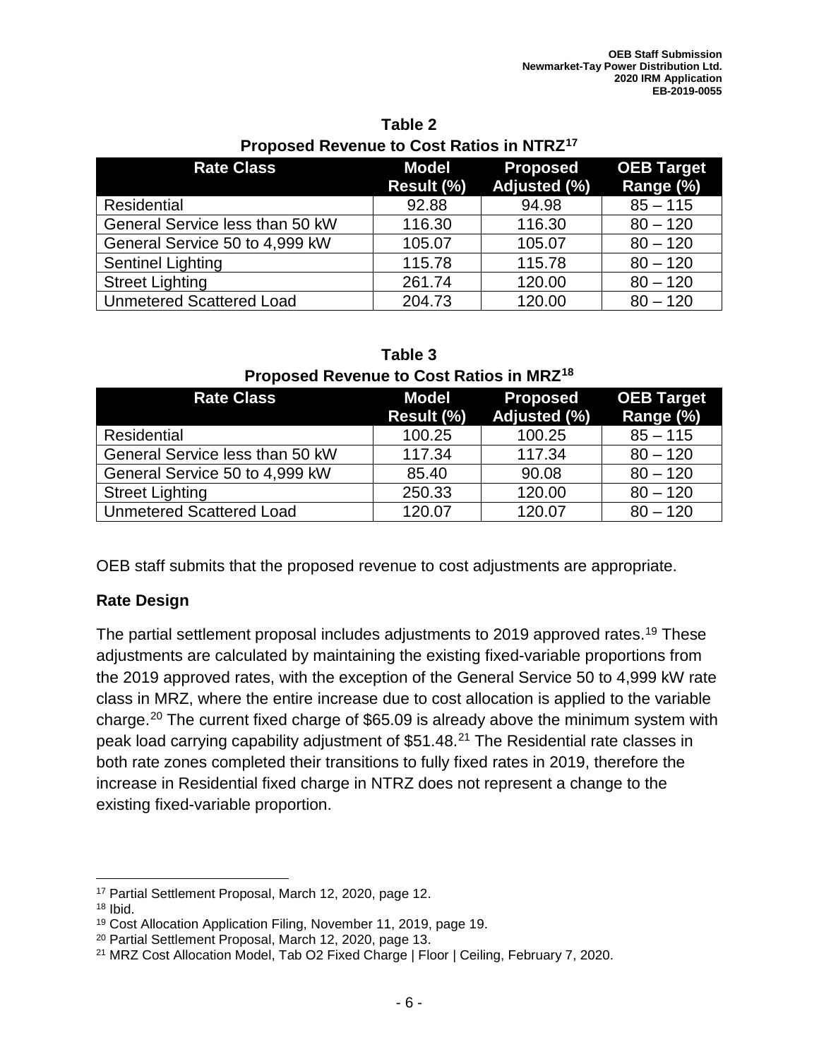**Table 2**
**Proposed Revenue to Cost Ratios in NTRZ[17]**

| Rate Class | Model Result (%) | Proposed Adjusted (%) | OEB Target Range (%) |
|---|---|---|---|
| Residential | 92.88 | 94.98 | 85 – 115 |
| General Service less than 50 kW | 116.30 | 116.30 | 80 – 120 |
| General Service 50 to 4,999 kW | 105.07 | 105.07 | 80 – 120 |
| Sentinel Lighting | 115.78 | 115.78 | 80 – 120 |
| Street Lighting | 261.74 | 120.00 | 80 – 120 |
| Unmetered Scattered Load | 204.73 | 120.00 | 80 – 120 |

**Table 3**
**Proposed Revenue to Cost Ratios in MRZ[18]**

| Rate Class | Model Result (%) | Proposed Adjusted (%) | OEB Target Range (%) |
|---|---|---|---|
| Residential | 100.25 | 100.25 | 85 – 115 |
| General Service less than 50 kW | 117.34 | 117.34 | 80 – 120 |
| General Service 50 to 4,999 kW | 85.40 | 90.08 | 80 – 120 |
| Street Lighting | 250.33 | 120.00 | 80 – 120 |
| Unmetered Scattered Load | 120.07 | 120.07 | 80 – 120 |

OEB staff submits that the proposed revenue to cost adjustments are appropriate.

**Rate Design**

The partial settlement proposal includes adjustments to 2019 approved rates.[19] These adjustments are calculated by maintaining the existing fixed-variable proportions from the 2019 approved rates, with the exception of the General Service 50 to 4,999 kW rate class in MRZ, where the entire increase due to cost allocation is applied to the variable charge.[20] The current fixed charge of $65.09 is already above the minimum system with peak load carrying capability adjustment of $51.48.[21] The Residential rate classes in both rate zones completed their transitions to fully fixed rates in 2019, therefore the increase in Residential fixed charge in NTRZ does not represent a change to the existing fixed-variable proportion.

[17] Partial Settlement Proposal, March 12, 2020, page 12.
[18] Ibid.
[19] Cost Allocation Application Filing, November 11, 2019, page 19.
[20] Partial Settlement Proposal, March 12, 2020, page 13.
[21] MRZ Cost Allocation Model, Tab O2 Fixed Charge | Floor | Ceiling, February 7, 2020.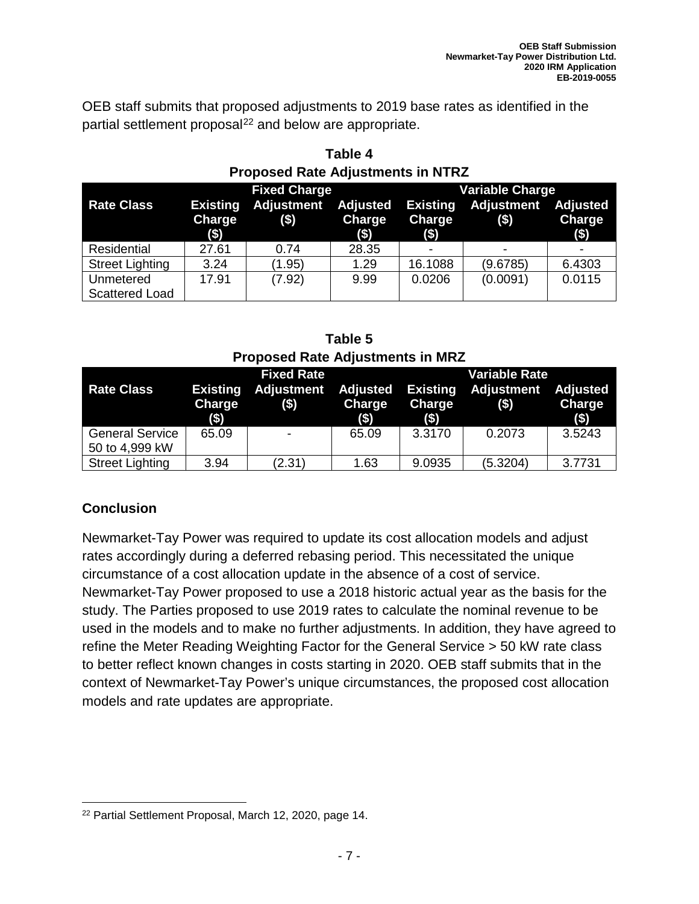OEB staff submits that proposed adjustments to 2019 base rates as identified in the partial settlement proposal[22] and below are appropriate.

**Table 4**
**Proposed Rate Adjustments in NTRZ**

| Rate Class | Fixed Charge | | | Variable Charge | | |
|---|---|---|---|---|---|---|
| | Existing Charge ($) | Adjustment ($) | Adjusted Charge ($) | Existing Charge ($) | Adjustment ($) | Adjusted Charge ($) |
| Residential | 27.61 | 0.74 | 28.35 | - | - | - |
| Street Lighting | 3.24 | (1.95) | 1.29 | 16.1088 | (9.6785) | 6.4303 |
| Unmetered Scattered Load | 17.91 | (7.92) | 9.99 | 0.0206 | (0.0091) | 0.0115 |

**Table 5**
**Proposed Rate Adjustments in MRZ**

| Rate Class | Fixed Rate | | | Variable Rate | | |
|---|---|---|---|---|---|---|
| | Existing Charge ($) | Adjustment ($) | Adjusted Charge ($) | Existing Charge ($) | Adjustment ($) | Adjusted Charge ($) |
| General Service 50 to 4,999 kW | 65.09 | - | 65.09 | 3.3170 | 0.2073 | 3.5243 |
| Street Lighting | 3.94 | (2.31) | 1.63 | 9.0935 | (5.3204) | 3.7731 |

## Conclusion

Newmarket-Tay Power was required to update its cost allocation models and adjust rates accordingly during a deferred rebasing period. This necessitated the unique circumstance of a cost allocation update in the absence of a cost of service. Newmarket-Tay Power proposed to use a 2018 historic actual year as the basis for the study. The Parties proposed to use 2019 rates to calculate the nominal revenue to be used in the models and to make no further adjustments. In addition, they have agreed to refine the Meter Reading Weighting Factor for the General Service > 50 kW rate class to better reflect known changes in costs starting in 2020. OEB staff submits that in the context of Newmarket-Tay Power's unique circumstances, the proposed cost allocation models and rate updates are appropriate.

[22] Partial Settlement Proposal, March 12, 2020, page 14.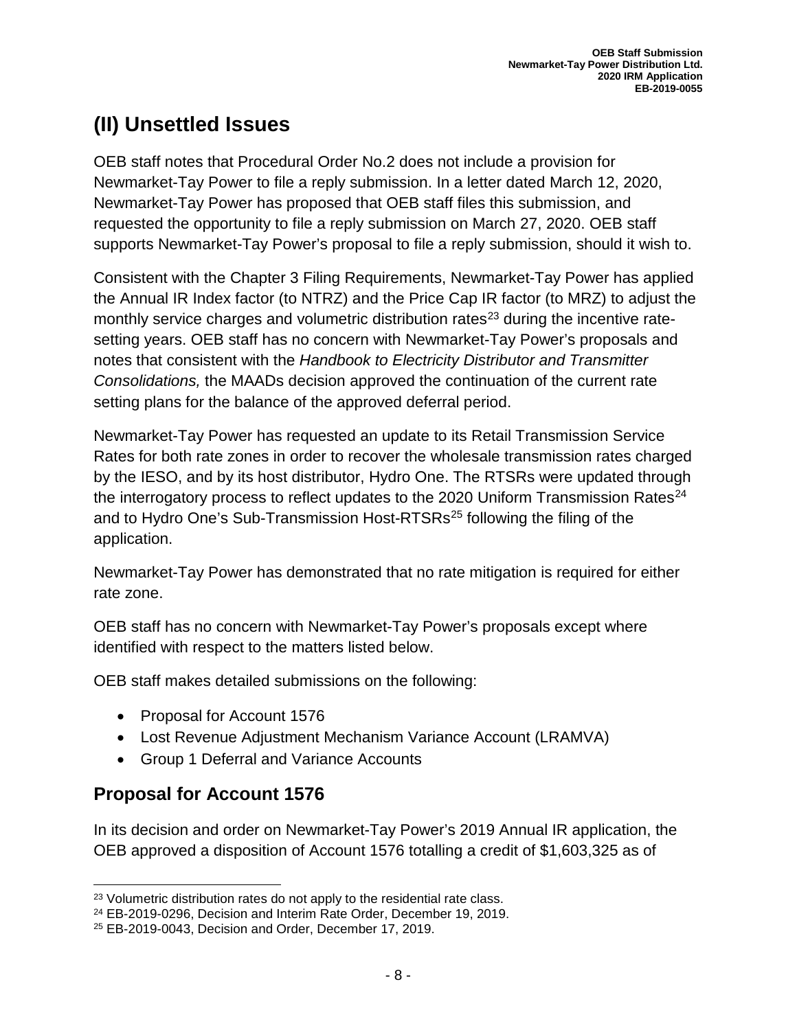# (II) Unsettled Issues

OEB staff notes that Procedural Order No.2 does not include a provision for Newmarket-Tay Power to file a reply submission. In a letter dated March 12, 2020, Newmarket-Tay Power has proposed that OEB staff files this submission, and requested the opportunity to file a reply submission on March 27, 2020. OEB staff supports Newmarket-Tay Power's proposal to file a reply submission, should it wish to.

Consistent with the Chapter 3 Filing Requirements, Newmarket-Tay Power has applied the Annual IR Index factor (to NTRZ) and the Price Cap IR factor (to MRZ) to adjust the monthly service charges and volumetric distribution rates[23] during the incentive rate-setting years. OEB staff has no concern with Newmarket-Tay Power's proposals and notes that consistent with the *Handbook to Electricity Distributor and Transmitter Consolidations,* the MAADs decision approved the continuation of the current rate setting plans for the balance of the approved deferral period.

Newmarket-Tay Power has requested an update to its Retail Transmission Service Rates for both rate zones in order to recover the wholesale transmission rates charged by the IESO, and by its host distributor, Hydro One. The RTSRs were updated through the interrogatory process to reflect updates to the 2020 Uniform Transmission Rates[24] and to Hydro One's Sub-Transmission Host-RTSRs[25] following the filing of the application.

Newmarket-Tay Power has demonstrated that no rate mitigation is required for either rate zone.

OEB staff has no concern with Newmarket-Tay Power's proposals except where identified with respect to the matters listed below.

OEB staff makes detailed submissions on the following:

- Proposal for Account 1576
- Lost Revenue Adjustment Mechanism Variance Account (LRAMVA)
- Group 1 Deferral and Variance Accounts

## Proposal for Account 1576

In its decision and order on Newmarket-Tay Power's 2019 Annual IR application, the OEB approved a disposition of Account 1576 totalling a credit of $1,603,325 as of

[23] Volumetric distribution rates do not apply to the residential rate class.
[24] EB-2019-0296, Decision and Interim Rate Order, December 19, 2019.
[25] EB-2019-0043, Decision and Order, December 17, 2019.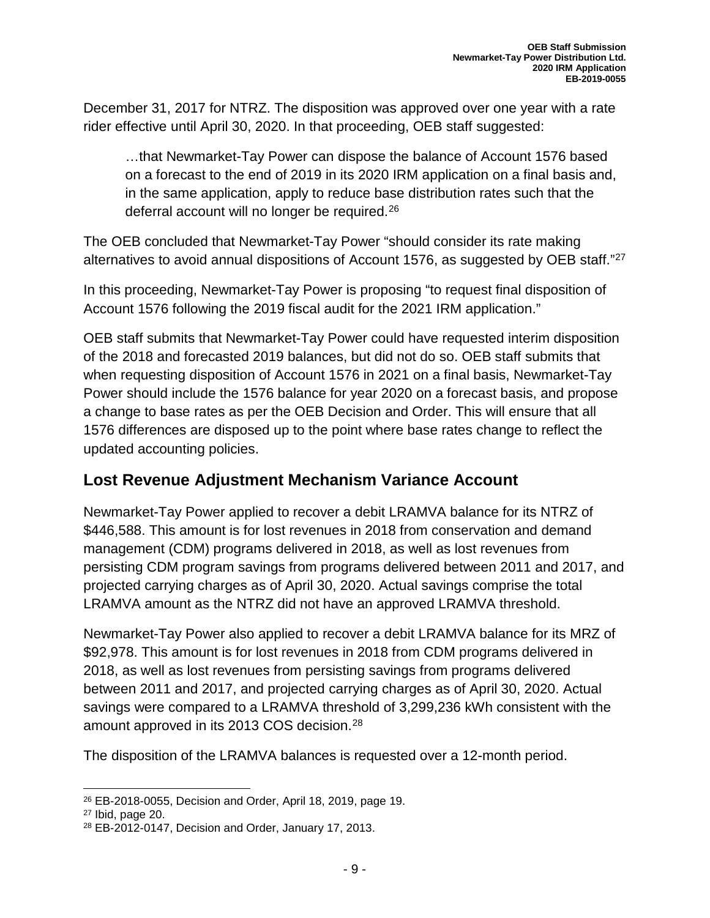December 31, 2017 for NTRZ. The disposition was approved over one year with a rate rider effective until April 30, 2020. In that proceeding, OEB staff suggested:

> …that Newmarket-Tay Power can dispose the balance of Account 1576 based on a forecast to the end of 2019 in its 2020 IRM application on a final basis and, in the same application, apply to reduce base distribution rates such that the deferral account will no longer be required.[26]

The OEB concluded that Newmarket-Tay Power "should consider its rate making alternatives to avoid annual dispositions of Account 1576, as suggested by OEB staff."[27]

In this proceeding, Newmarket-Tay Power is proposing "to request final disposition of Account 1576 following the 2019 fiscal audit for the 2021 IRM application."

OEB staff submits that Newmarket-Tay Power could have requested interim disposition of the 2018 and forecasted 2019 balances, but did not do so. OEB staff submits that when requesting disposition of Account 1576 in 2021 on a final basis, Newmarket-Tay Power should include the 1576 balance for year 2020 on a forecast basis, and propose a change to base rates as per the OEB Decision and Order. This will ensure that all 1576 differences are disposed up to the point where base rates change to reflect the updated accounting policies.

## Lost Revenue Adjustment Mechanism Variance Account

Newmarket-Tay Power applied to recover a debit LRAMVA balance for its NTRZ of $446,588. This amount is for lost revenues in 2018 from conservation and demand management (CDM) programs delivered in 2018, as well as lost revenues from persisting CDM program savings from programs delivered between 2011 and 2017, and projected carrying charges as of April 30, 2020. Actual savings comprise the total LRAMVA amount as the NTRZ did not have an approved LRAMVA threshold.

Newmarket-Tay Power also applied to recover a debit LRAMVA balance for its MRZ of $92,978. This amount is for lost revenues in 2018 from CDM programs delivered in 2018, as well as lost revenues from persisting savings from programs delivered between 2011 and 2017, and projected carrying charges as of April 30, 2020. Actual savings were compared to a LRAMVA threshold of 3,299,236 kWh consistent with the amount approved in its 2013 COS decision.[28]

The disposition of the LRAMVA balances is requested over a 12-month period.

---

[26] EB-2018-0055, Decision and Order, April 18, 2019, page 19.

[27] Ibid, page 20.

[28] EB-2012-0147, Decision and Order, January 17, 2013.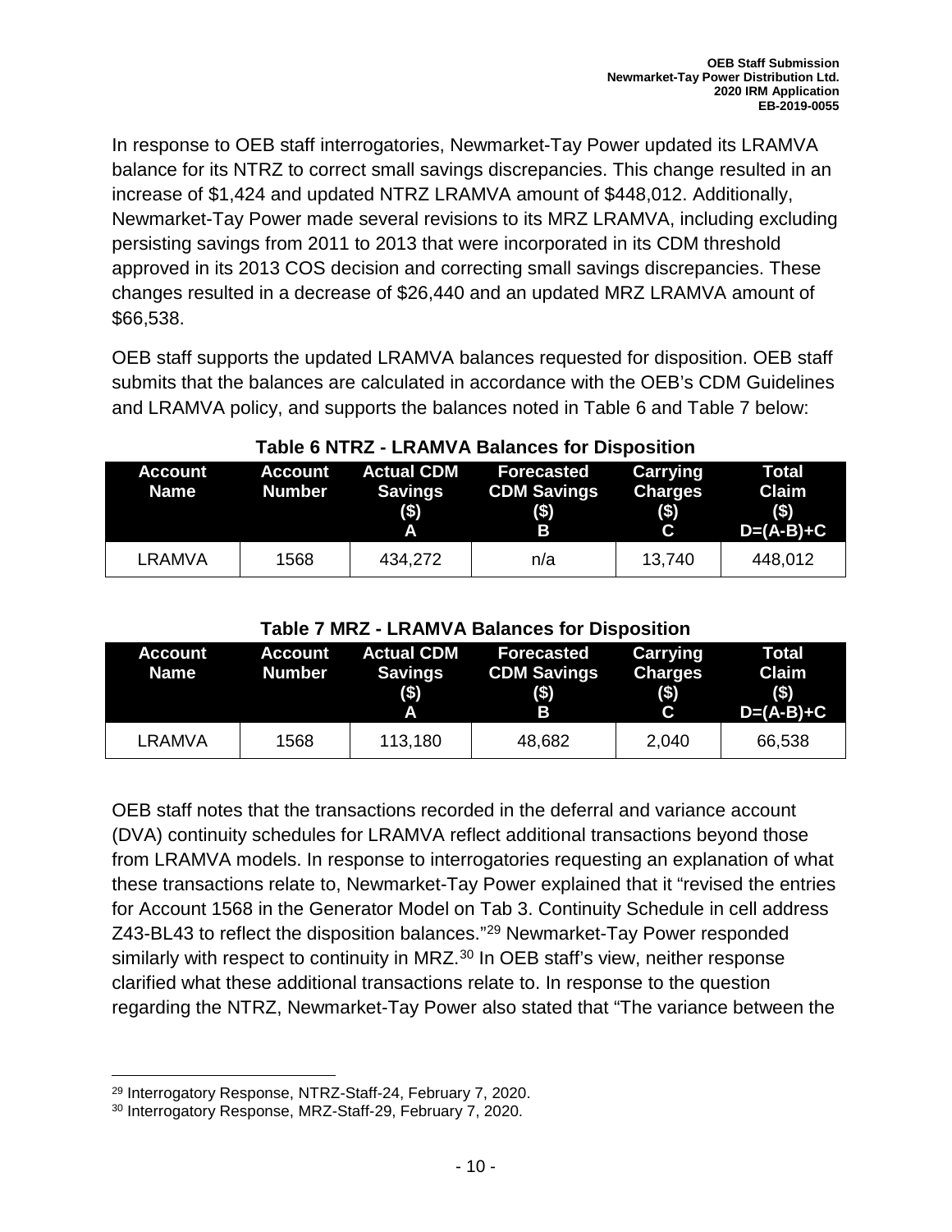In response to OEB staff interrogatories, Newmarket-Tay Power updated its LRAMVA balance for its NTRZ to correct small savings discrepancies. This change resulted in an increase of $1,424 and updated NTRZ LRAMVA amount of $448,012. Additionally, Newmarket-Tay Power made several revisions to its MRZ LRAMVA, including excluding persisting savings from 2011 to 2013 that were incorporated in its CDM threshold approved in its 2013 COS decision and correcting small savings discrepancies. These changes resulted in a decrease of $26,440 and an updated MRZ LRAMVA amount of $66,538.

OEB staff supports the updated LRAMVA balances requested for disposition. OEB staff submits that the balances are calculated in accordance with the OEB's CDM Guidelines and LRAMVA policy, and supports the balances noted in Table 6 and Table 7 below:

**Table 6 NTRZ - LRAMVA Balances for Disposition**

| Account Name | Account Number | Actual CDM Savings ($) A | Forecasted CDM Savings ($) B | Carrying Charges ($) C | Total Claim ($) D=(A-B)+C |
|---|---|---|---|---|---|
| LRAMVA | 1568 | 434,272 | n/a | 13,740 | 448,012 |

**Table 7 MRZ - LRAMVA Balances for Disposition**

| Account Name | Account Number | Actual CDM Savings ($) A | Forecasted CDM Savings ($) B | Carrying Charges ($) C | Total Claim ($) D=(A-B)+C |
|---|---|---|---|---|---|
| LRAMVA | 1568 | 113,180 | 48,682 | 2,040 | 66,538 |

OEB staff notes that the transactions recorded in the deferral and variance account (DVA) continuity schedules for LRAMVA reflect additional transactions beyond those from LRAMVA models. In response to interrogatories requesting an explanation of what these transactions relate to, Newmarket-Tay Power explained that it "revised the entries for Account 1568 in the Generator Model on Tab 3. Continuity Schedule in cell address Z43-BL43 to reflect the disposition balances."[29] Newmarket-Tay Power responded similarly with respect to continuity in MRZ.[30] In OEB staff's view, neither response clarified what these additional transactions relate to. In response to the question regarding the NTRZ, Newmarket-Tay Power also stated that "The variance between the

[29] Interrogatory Response, NTRZ-Staff-24, February 7, 2020.
[30] Interrogatory Response, MRZ-Staff-29, February 7, 2020.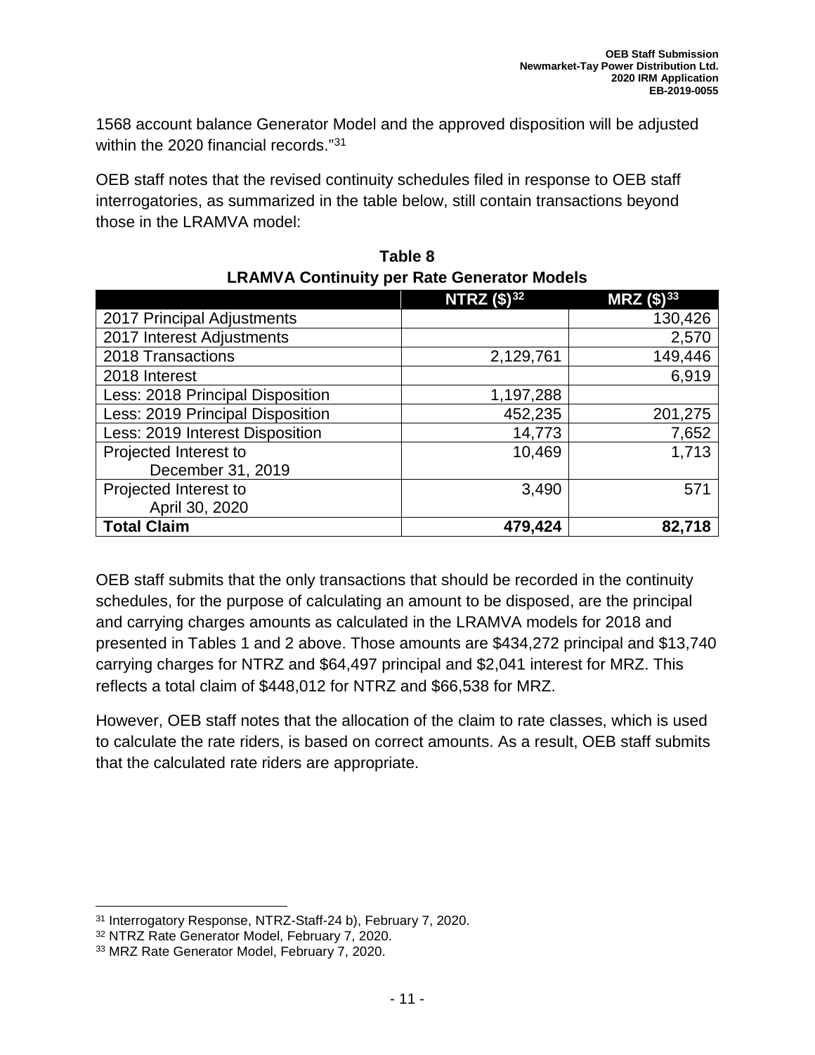1568 account balance Generator Model and the approved disposition will be adjusted within the 2020 financial records."[31]

OEB staff notes that the revised continuity schedules filed in response to OEB staff interrogatories, as summarized in the table below, still contain transactions beyond those in the LRAMVA model:

**Table 8**
**LRAMVA Continuity per Rate Generator Models**

| | NTRZ ($)[32] | MRZ ($)[33] |
|---|---:|---:|
| 2017 Principal Adjustments | | 130,426 |
| 2017 Interest Adjustments | | 2,570 |
| 2018 Transactions | 2,129,761 | 149,446 |
| 2018 Interest | | 6,919 |
| Less: 2018 Principal Disposition | 1,197,288 | |
| Less: 2019 Principal Disposition | 452,235 | 201,275 |
| Less: 2019 Interest Disposition | 14,773 | 7,652 |
| Projected Interest to December 31, 2019 | 10,469 | 1,713 |
| Projected Interest to April 30, 2020 | 3,490 | 571 |
| **Total Claim** | **479,424** | **82,718** |

OEB staff submits that the only transactions that should be recorded in the continuity schedules, for the purpose of calculating an amount to be disposed, are the principal and carrying charges amounts as calculated in the LRAMVA models for 2018 and presented in Tables 1 and 2 above. Those amounts are $434,272 principal and $13,740 carrying charges for NTRZ and $64,497 principal and $2,041 interest for MRZ. This reflects a total claim of $448,012 for NTRZ and $66,538 for MRZ.

However, OEB staff notes that the allocation of the claim to rate classes, which is used to calculate the rate riders, is based on correct amounts. As a result, OEB staff submits that the calculated rate riders are appropriate.

[31] Interrogatory Response, NTRZ-Staff-24 b), February 7, 2020.
[32] NTRZ Rate Generator Model, February 7, 2020.
[33] MRZ Rate Generator Model, February 7, 2020.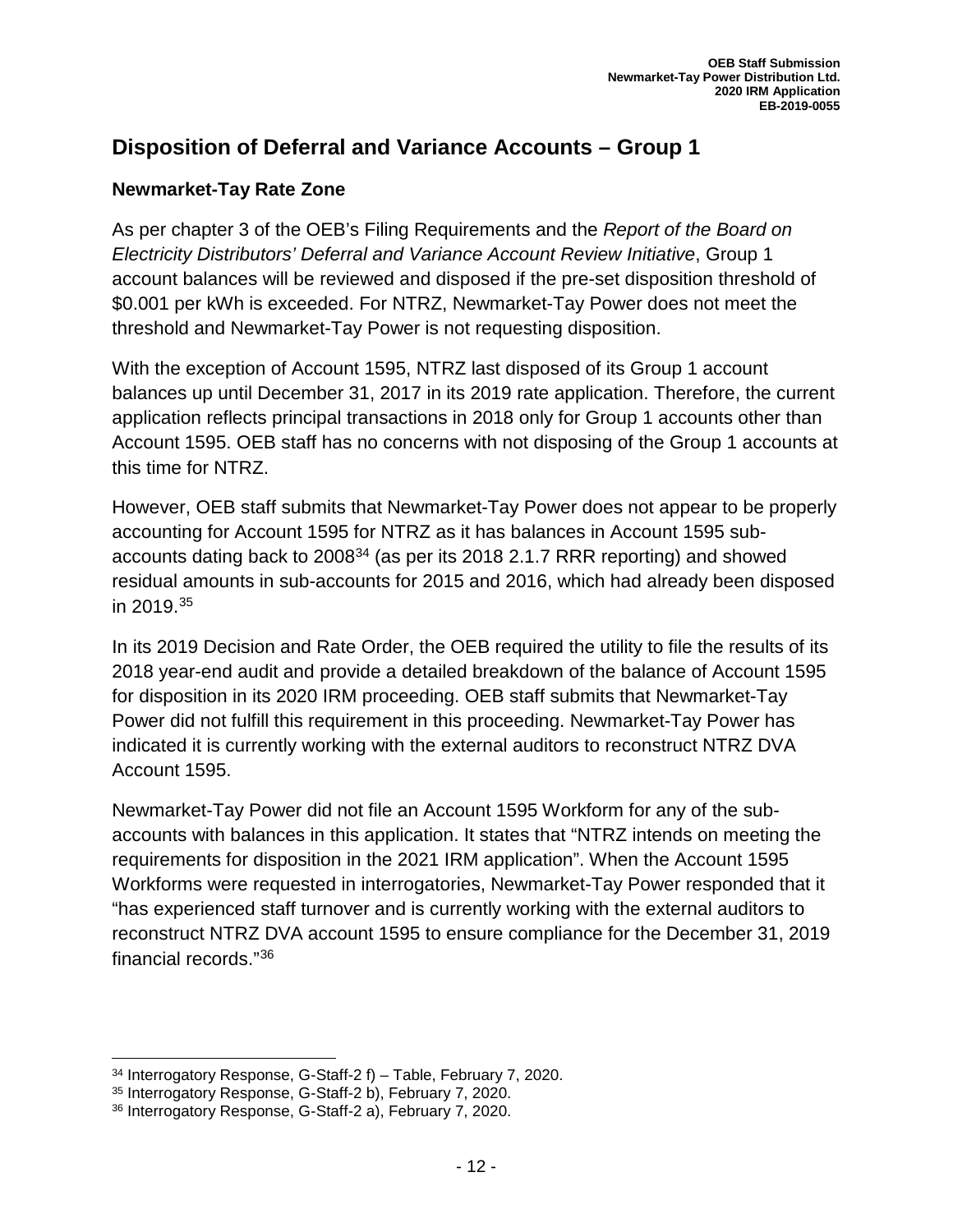## Disposition of Deferral and Variance Accounts – Group 1

### Newmarket-Tay Rate Zone

As per chapter 3 of the OEB's Filing Requirements and the *Report of the Board on Electricity Distributors' Deferral and Variance Account Review Initiative*, Group 1 account balances will be reviewed and disposed if the pre-set disposition threshold of $0.001 per kWh is exceeded. For NTRZ, Newmarket-Tay Power does not meet the threshold and Newmarket-Tay Power is not requesting disposition.

With the exception of Account 1595, NTRZ last disposed of its Group 1 account balances up until December 31, 2017 in its 2019 rate application. Therefore, the current application reflects principal transactions in 2018 only for Group 1 accounts other than Account 1595. OEB staff has no concerns with not disposing of the Group 1 accounts at this time for NTRZ.

However, OEB staff submits that Newmarket-Tay Power does not appear to be properly accounting for Account 1595 for NTRZ as it has balances in Account 1595 sub-accounts dating back to 2008[34] (as per its 2018 2.1.7 RRR reporting) and showed residual amounts in sub-accounts for 2015 and 2016, which had already been disposed in 2019.[35]

In its 2019 Decision and Rate Order, the OEB required the utility to file the results of its 2018 year-end audit and provide a detailed breakdown of the balance of Account 1595 for disposition in its 2020 IRM proceeding. OEB staff submits that Newmarket-Tay Power did not fulfill this requirement in this proceeding. Newmarket-Tay Power has indicated it is currently working with the external auditors to reconstruct NTRZ DVA Account 1595.

Newmarket-Tay Power did not file an Account 1595 Workform for any of the sub-accounts with balances in this application. It states that "NTRZ intends on meeting the requirements for disposition in the 2021 IRM application". When the Account 1595 Workforms were requested in interrogatories, Newmarket-Tay Power responded that it "has experienced staff turnover and is currently working with the external auditors to reconstruct NTRZ DVA account 1595 to ensure compliance for the December 31, 2019 financial records."[36]

---

[34] Interrogatory Response, G-Staff-2 f) – Table, February 7, 2020.

[35] Interrogatory Response, G-Staff-2 b), February 7, 2020.

[36] Interrogatory Response, G-Staff-2 a), February 7, 2020.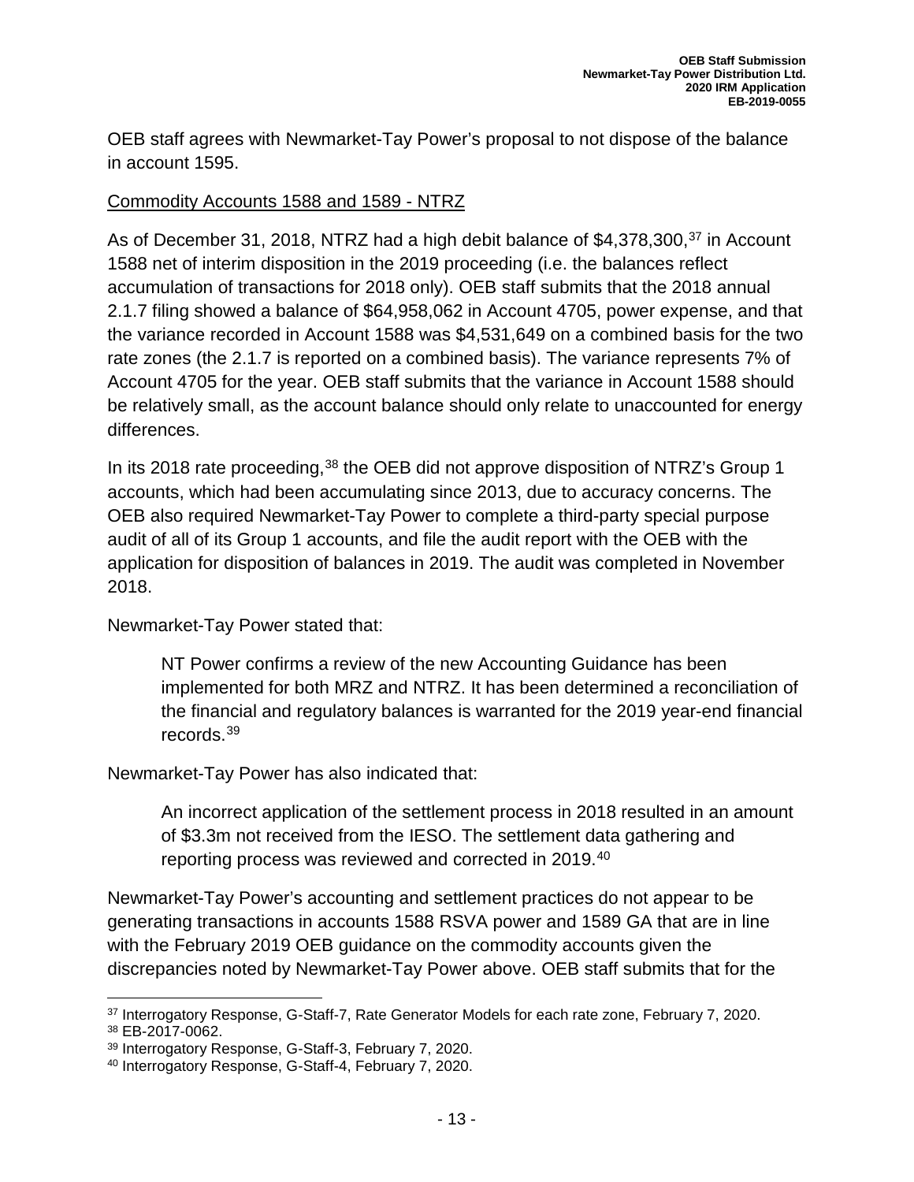OEB staff agrees with Newmarket-Tay Power's proposal to not dispose of the balance in account 1595.

Commodity Accounts 1588 and 1589 - NTRZ

As of December 31, 2018, NTRZ had a high debit balance of $4,378,300,[37] in Account 1588 net of interim disposition in the 2019 proceeding (i.e. the balances reflect accumulation of transactions for 2018 only). OEB staff submits that the 2018 annual 2.1.7 filing showed a balance of $64,958,062 in Account 4705, power expense, and that the variance recorded in Account 1588 was $4,531,649 on a combined basis for the two rate zones (the 2.1.7 is reported on a combined basis). The variance represents 7% of Account 4705 for the year. OEB staff submits that the variance in Account 1588 should be relatively small, as the account balance should only relate to unaccounted for energy differences.

In its 2018 rate proceeding,[38] the OEB did not approve disposition of NTRZ's Group 1 accounts, which had been accumulating since 2013, due to accuracy concerns. The OEB also required Newmarket-Tay Power to complete a third-party special purpose audit of all of its Group 1 accounts, and file the audit report with the OEB with the application for disposition of balances in 2019. The audit was completed in November 2018.

Newmarket-Tay Power stated that:

> NT Power confirms a review of the new Accounting Guidance has been implemented for both MRZ and NTRZ. It has been determined a reconciliation of the financial and regulatory balances is warranted for the 2019 year-end financial records.[39]

Newmarket-Tay Power has also indicated that:

> An incorrect application of the settlement process in 2018 resulted in an amount of $3.3m not received from the IESO. The settlement data gathering and reporting process was reviewed and corrected in 2019.[40]

Newmarket-Tay Power's accounting and settlement practices do not appear to be generating transactions in accounts 1588 RSVA power and 1589 GA that are in line with the February 2019 OEB guidance on the commodity accounts given the discrepancies noted by Newmarket-Tay Power above. OEB staff submits that for the

---

[37] Interrogatory Response, G-Staff-7, Rate Generator Models for each rate zone, February 7, 2020.
[38] EB-2017-0062.
[39] Interrogatory Response, G-Staff-3, February 7, 2020.
[40] Interrogatory Response, G-Staff-4, February 7, 2020.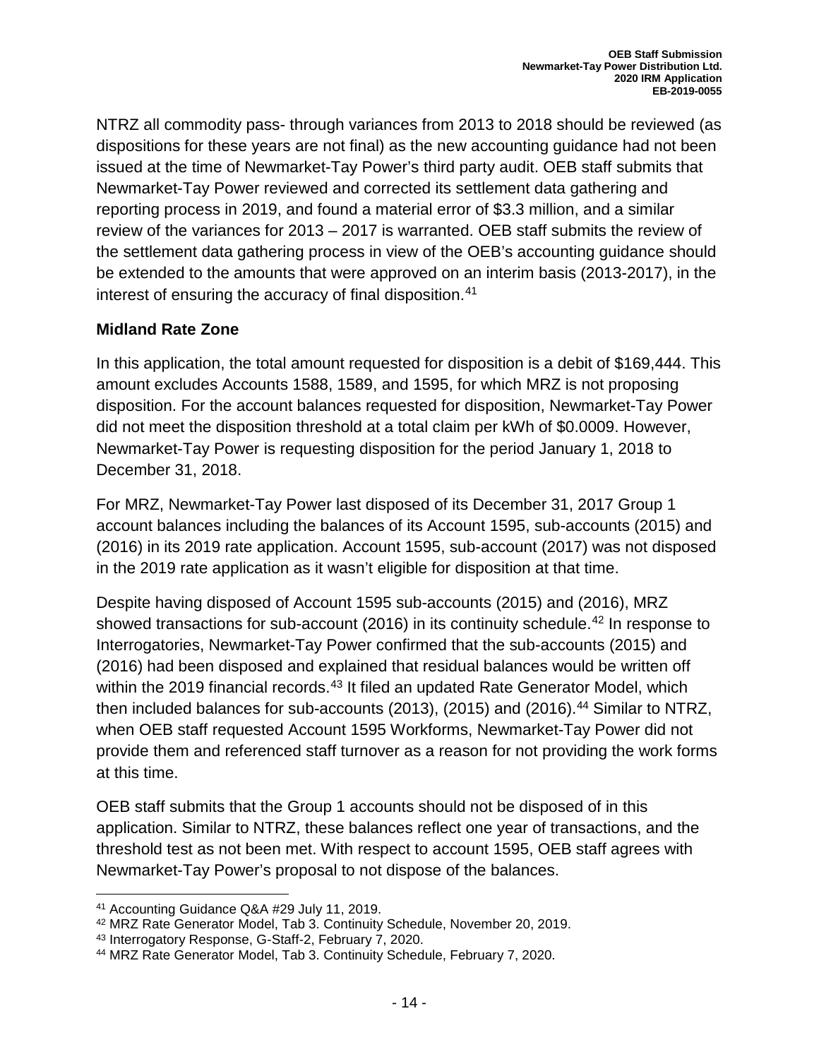NTRZ all commodity pass- through variances from 2013 to 2018 should be reviewed (as dispositions for these years are not final) as the new accounting guidance had not been issued at the time of Newmarket-Tay Power's third party audit. OEB staff submits that Newmarket-Tay Power reviewed and corrected its settlement data gathering and reporting process in 2019, and found a material error of $3.3 million, and a similar review of the variances for 2013 – 2017 is warranted. OEB staff submits the review of the settlement data gathering process in view of the OEB's accounting guidance should be extended to the amounts that were approved on an interim basis (2013-2017), in the interest of ensuring the accuracy of final disposition.[41]

**Midland Rate Zone**

In this application, the total amount requested for disposition is a debit of $169,444. This amount excludes Accounts 1588, 1589, and 1595, for which MRZ is not proposing disposition. For the account balances requested for disposition, Newmarket-Tay Power did not meet the disposition threshold at a total claim per kWh of $0.0009. However, Newmarket-Tay Power is requesting disposition for the period January 1, 2018 to December 31, 2018.

For MRZ, Newmarket-Tay Power last disposed of its December 31, 2017 Group 1 account balances including the balances of its Account 1595, sub-accounts (2015) and (2016) in its 2019 rate application. Account 1595, sub-account (2017) was not disposed in the 2019 rate application as it wasn't eligible for disposition at that time.

Despite having disposed of Account 1595 sub-accounts (2015) and (2016), MRZ showed transactions for sub-account (2016) in its continuity schedule.[42] In response to Interrogatories, Newmarket-Tay Power confirmed that the sub-accounts (2015) and (2016) had been disposed and explained that residual balances would be written off within the 2019 financial records.[43] It filed an updated Rate Generator Model, which then included balances for sub-accounts (2013), (2015) and (2016).[44] Similar to NTRZ, when OEB staff requested Account 1595 Workforms, Newmarket-Tay Power did not provide them and referenced staff turnover as a reason for not providing the work forms at this time.

OEB staff submits that the Group 1 accounts should not be disposed of in this application. Similar to NTRZ, these balances reflect one year of transactions, and the threshold test as not been met. With respect to account 1595, OEB staff agrees with Newmarket-Tay Power's proposal to not dispose of the balances.

---

[41] Accounting Guidance Q&A #29 July 11, 2019.

[42] MRZ Rate Generator Model, Tab 3. Continuity Schedule, November 20, 2019.

[43] Interrogatory Response, G-Staff-2, February 7, 2020.

[44] MRZ Rate Generator Model, Tab 3. Continuity Schedule, February 7, 2020.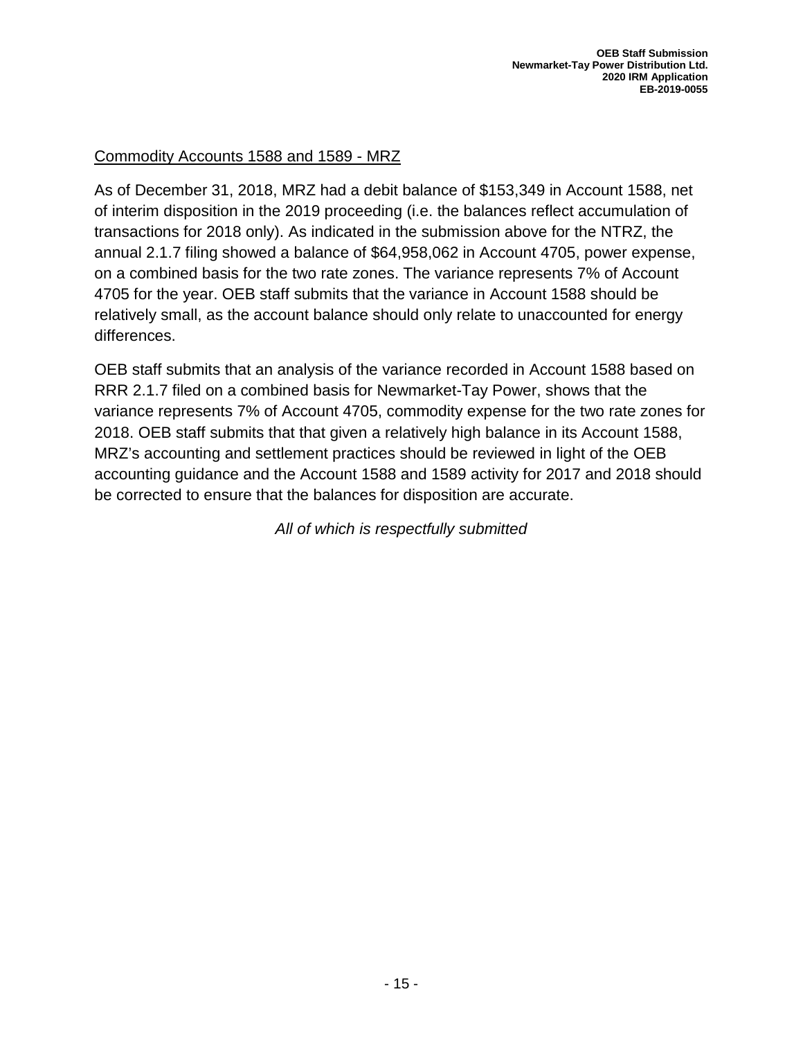<u>Commodity Accounts 1588 and 1589 - MRZ</u>

As of December 31, 2018, MRZ had a debit balance of $153,349 in Account 1588, net of interim disposition in the 2019 proceeding (i.e. the balances reflect accumulation of transactions for 2018 only). As indicated in the submission above for the NTRZ, the annual 2.1.7 filing showed a balance of $64,958,062 in Account 4705, power expense, on a combined basis for the two rate zones. The variance represents 7% of Account 4705 for the year. OEB staff submits that the variance in Account 1588 should be relatively small, as the account balance should only relate to unaccounted for energy differences.

OEB staff submits that an analysis of the variance recorded in Account 1588 based on RRR 2.1.7 filed on a combined basis for Newmarket-Tay Power, shows that the variance represents 7% of Account 4705, commodity expense for the two rate zones for 2018. OEB staff submits that that given a relatively high balance in its Account 1588, MRZ's accounting and settlement practices should be reviewed in light of the OEB accounting guidance and the Account 1588 and 1589 activity for 2017 and 2018 should be corrected to ensure that the balances for disposition are accurate.

*All of which is respectfully submitted*